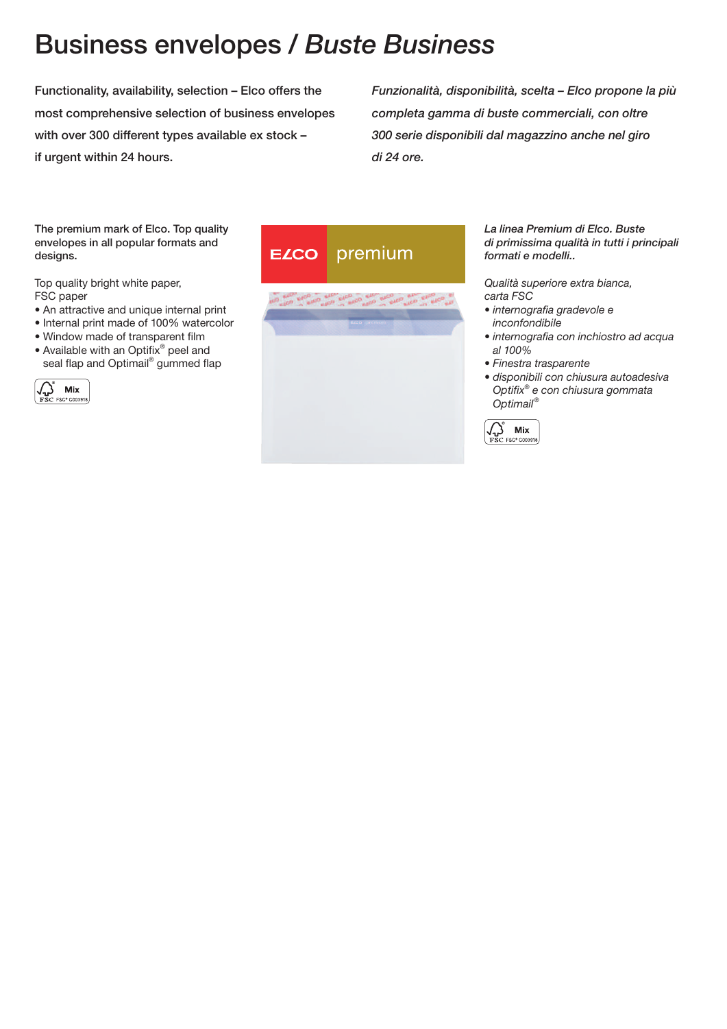# Business envelopes / *Buste Business*

**Functionality, availability, selection – Elco offers the most comprehensive selection of business envelopes with over 300 different types available ex stock – if urgent within 24 hours.**

***Funzionalità, disponibilità, scelta – Elco propone la più completa gamma di buste commerciali, con oltre 300 serie disponibili dal magazzino anche nel giro di 24 ore.***

**The premium mark of Elco. Top quality envelopes in all popular formats and designs.**

Top quality bright white paper, FSC paper

- An attractive and unique internal print
- Internal print made of 100% watercolor
- Window made of transparent film
- Available with an Optifix® peel and seal flap and Optimail® gummed flap

FSC Mix FSC® C003918

ELCO premium

***La linea Premium di Elco. Buste di primissima qualità in tutti i principali formati e modelli..***

*Qualità superiore extra bianca, carta FSC*

- *internografia gradevole e inconfondibile*
- *internografia con inchiostro ad acqua al 100%*
- *Finestra trasparente*
- *disponibili con chiusura autoadesiva Optifix® e con chiusura gommata Optimail®*

FSC Mix FSC® C003918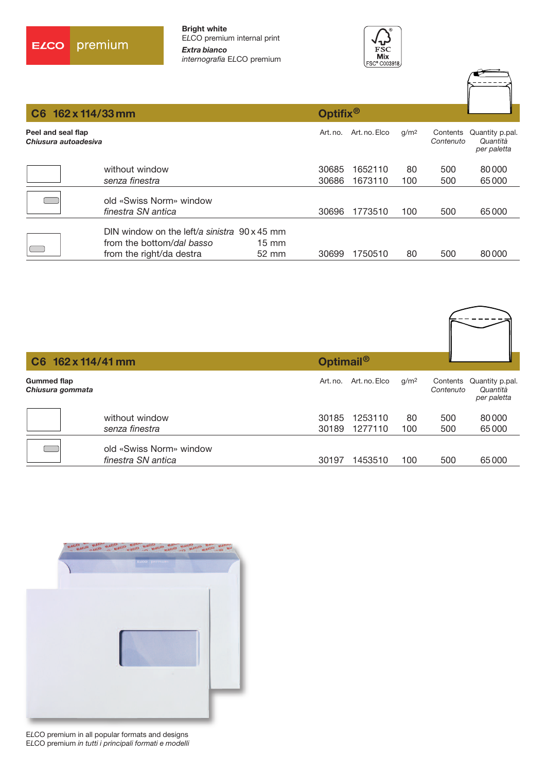ELCO premium

**Bright white**
ELCO premium internal print
***Extra bianco***
*internografia* ELCO premium

FSC Mix FSC® C003918

## C6 162 x 114/33 mm — Optifix®

**Peel and seal flap**
***Chiusura autoadesiva***

| | | Art. no. | Art. no. Elco | g/m² | Contents *Contenuto* | Quantity p.pal. *Quantità per paletta* |
|---|---|---|---|---|---|---|
| without window / *senza finestra* | | 30685 | 1652110 | 80 | 500 | 80 000 |
| | | 30686 | 1673110 | 100 | 500 | 65 000 |
| old «Swiss Norm» window / *finestra SN antica* | | 30696 | 1773510 | 100 | 500 | 65 000 |
| DIN window on the left/*a sinistra* | 90 x 45 mm | | | | | |
| from the bottom/*dal basso* | 15 mm | | | | | |
| from the right/da destra | 52 mm | 30699 | 1750510 | 80 | 500 | 80 000 |

## C6 162 x 114/41 mm — Optimail®

**Gummed flap**
***Chiusura gommata***

| | Art. no. | Art. no. Elco | g/m² | Contents *Contenuto* | Quantity p.pal. *Quantità per paletta* |
|---|---|---|---|---|---|
| without window / *senza finestra* | 30185 | 1253110 | 80 | 500 | 80 000 |
| | 30189 | 1277110 | 100 | 500 | 65 000 |
| old «Swiss Norm» window / *finestra SN antica* | 30197 | 1453510 | 100 | 500 | 65 000 |

ELCO premium in all popular formats and designs
ELCO premium *in tutti i principali formati e modelli*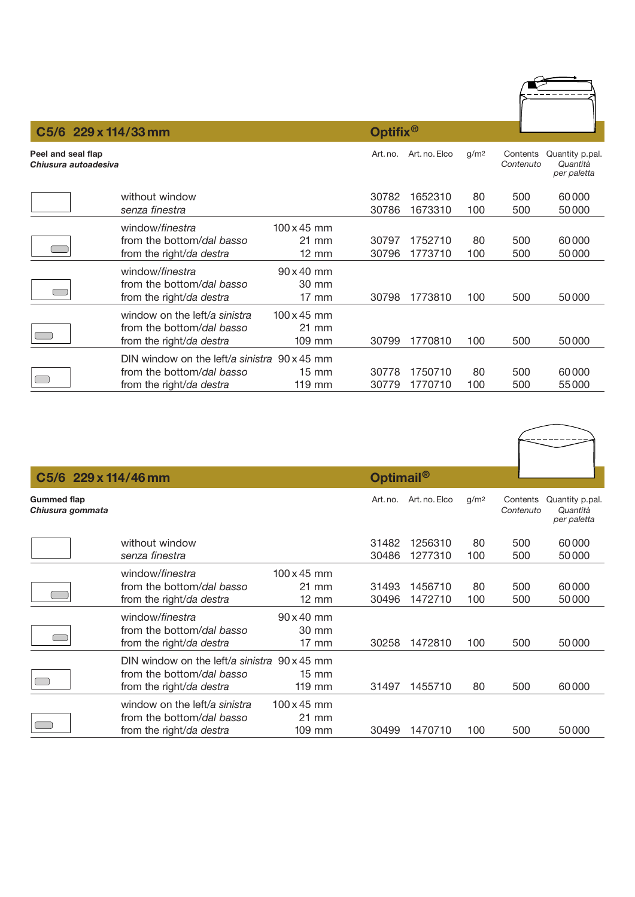## C5/6 229 x 114/33 mm — Optifix®

**Peel and seal flap**
***Chiusura autoadesiva***

| | | | Art. no. | Art. no. Elco | g/m² | Contents *Contenuto* | Quantity p.pal. *Quantità per paletta* |
|---|---|---|---|---|---|---|---|
| without window *senza finestra* | | | 30782 | 1652310 | 80 | 500 | 60 000 |
| | | | 30786 | 1673310 | 100 | 500 | 50 000 |
| window/*finestra* | 100 x 45 mm | | | | | | |
| from the bottom/*dal basso* | 21 mm | | 30797 | 1752710 | 80 | 500 | 60 000 |
| from the right/*da destra* | 12 mm | | 30796 | 1773710 | 100 | 500 | 50 000 |
| window/*finestra* | 90 x 40 mm | | | | | | |
| from the bottom/*dal basso* | 30 mm | | | | | | |
| from the right/*da destra* | 17 mm | | 30798 | 1773810 | 100 | 500 | 50 000 |
| window on the left/*a sinistra* | 100 x 45 mm | | | | | | |
| from the bottom/*dal basso* | 21 mm | | | | | | |
| from the right/*da destra* | 109 mm | | 30799 | 1770810 | 100 | 500 | 50 000 |
| DIN window on the left/*a sinistra* | 90 x 45 mm | | | | | | |
| from the bottom/*dal basso* | 15 mm | | 30778 | 1750710 | 80 | 500 | 60 000 |
| from the right/*da destra* | 119 mm | | 30779 | 1770710 | 100 | 500 | 55 000 |

## C5/6 229 x 114/46 mm — Optimail®

**Gummed flap**
***Chiusura gommata***

| | | | Art. no. | Art. no. Elco | g/m² | Contents *Contenuto* | Quantity p.pal. *Quantità per paletta* |
|---|---|---|---|---|---|---|---|
| without window *senza finestra* | | | 31482 | 1256310 | 80 | 500 | 60 000 |
| | | | 30486 | 1277310 | 100 | 500 | 50 000 |
| window/*finestra* | 100 x 45 mm | | | | | | |
| from the bottom/*dal basso* | 21 mm | | 31493 | 1456710 | 80 | 500 | 60 000 |
| from the right/*da destra* | 12 mm | | 30496 | 1472710 | 100 | 500 | 50 000 |
| window/*finestra* | 90 x 40 mm | | | | | | |
| from the bottom/*dal basso* | 30 mm | | | | | | |
| from the right/*da destra* | 17 mm | | 30258 | 1472810 | 100 | 500 | 50 000 |
| DIN window on the left/*a sinistra* | 90 x 45 mm | | | | | | |
| from the bottom/*dal basso* | 15 mm | | | | | | |
| from the right/*da destra* | 119 mm | | 31497 | 1455710 | 80 | 500 | 60 000 |
| window on the left/*a sinistra* | 100 x 45 mm | | | | | | |
| from the bottom/*dal basso* | 21 mm | | | | | | |
| from the right/*da destra* | 109 mm | | 30499 | 1470710 | 100 | 500 | 50 000 |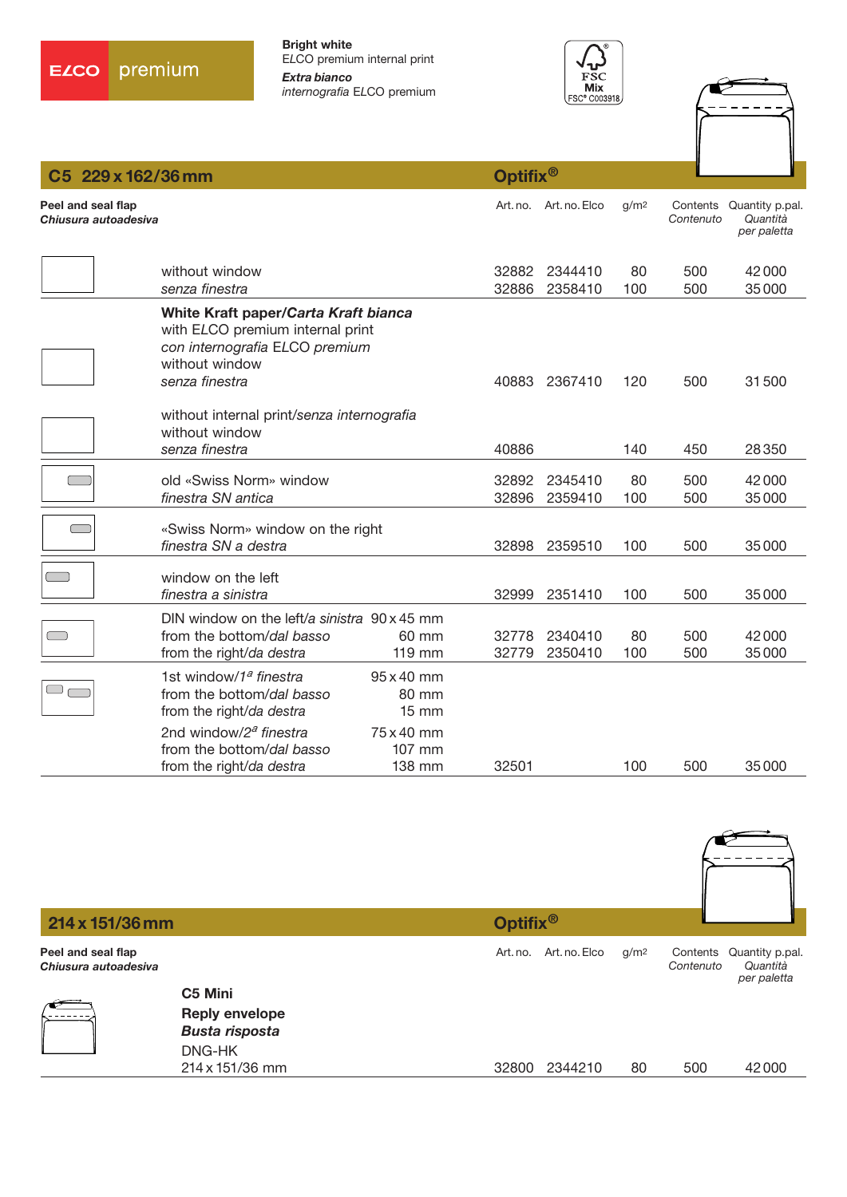ELCO premium

**Bright white**
ELCO premium internal print
***Extra bianco***
*internografia* ELCO premium

FSC Mix FSC® C003918

## C5 229 x 162/36 mm — Optifix®

| **Peel and seal flap** / ***Chiusura autoadesiva*** | Art. no. | Art. no. Elco | g/m² | Contents / *Contenuto* | Quantity p.pal. / *Quantità per paletta* |
|---|---|---|---|---|---|
| without window / *senza finestra* | 32882 | 2344410 | 80 | 500 | 42 000 |
| | 32886 | 2358410 | 100 | 500 | 35 000 |
| **White Kraft paper/*Carta Kraft bianca*** with ELCO premium internal print / *con internografia ELCO premium* without window / *senza finestra* | 40883 | 2367410 | 120 | 500 | 31 500 |
| without internal print/*senza internografia* without window / *senza finestra* | 40886 | | 140 | 450 | 28 350 |
| old «Swiss Norm» window / *finestra SN antica* | 32892 | 2345410 | 80 | 500 | 42 000 |
| | 32896 | 2359410 | 100 | 500 | 35 000 |
| «Swiss Norm» window on the right / *finestra SN a destra* | 32898 | 2359510 | 100 | 500 | 35 000 |
| window on the left / *finestra a sinistra* | 32999 | 2351410 | 100 | 500 | 35 000 |
| DIN window on the left/*a sinistra* 90 x 45 mm; from the bottom/*dal basso* 60 mm; from the right/*da destra* 119 mm | 32778 | 2340410 | 80 | 500 | 42 000 |
| | 32779 | 2350410 | 100 | 500 | 35 000 |
| 1st window/*1ª finestra* 95 x 40 mm; from the bottom/*dal basso* 80 mm; from the right/*da destra* 15 mm; 2nd window/*2ª finestra* 75 x 40 mm; from the bottom/*dal basso* 107 mm; from the right/*da destra* 138 mm | 32501 | | 100 | 500 | 35 000 |

## 214 x 151/36 mm — Optifix®

| **Peel and seal flap** / ***Chiusura autoadesiva*** | Art. no. | Art. no. Elco | g/m² | Contents / *Contenuto* | Quantity p.pal. / *Quantità per paletta* |
|---|---|---|---|---|---|
| **C5 Mini** **Reply envelope** ***Busta risposta*** DNG-HK 214 x 151/36 mm | 32800 | 2344210 | 80 | 500 | 42 000 |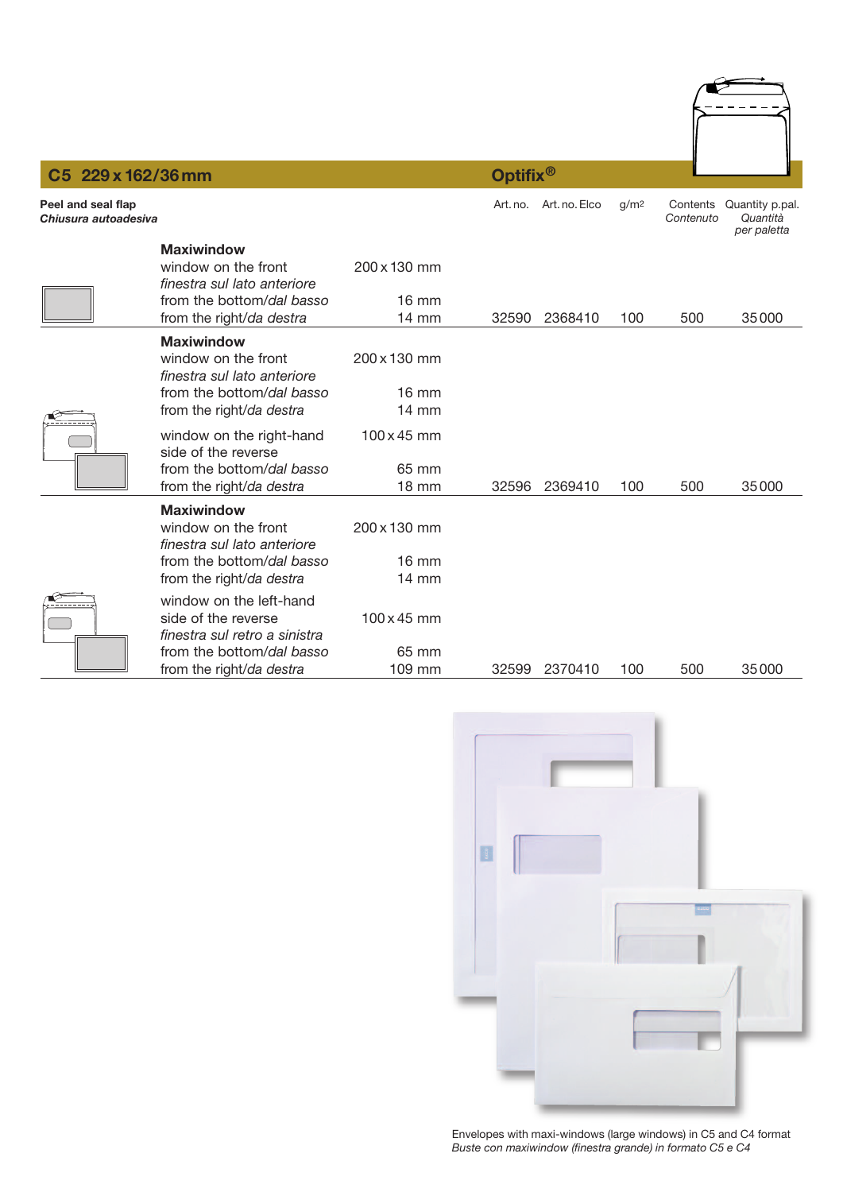## C5 229 x 162/36 mm — Optifix®

**Peel and seal flap**
***Chiusura autoadesiva***

| Description | Dimensions | Art. no. | Art. no. Elco | g/m² | Contents *Contenuto* | Quantity p.pal. *Quantità per paletta* |
|---|---|---|---|---|---|---|
| **Maxiwindow**<br>window on the front<br>*finestra sul lato anteriore*<br>from the bottom/*dal basso*<br>from the right/*da destra* | 200 x 130 mm<br><br>16 mm<br>14 mm | 32590 | 2368410 | 100 | 500 | 35 000 |
| **Maxiwindow**<br>window on the front<br>*finestra sul lato anteriore*<br>from the bottom/*dal basso*<br>from the right/*da destra*<br>window on the right-hand side of the reverse<br>from the bottom/*dal basso*<br>from the right/*da destra* | 200 x 130 mm<br><br>16 mm<br>14 mm<br>100 x 45 mm<br>65 mm<br>18 mm | 32596 | 2369410 | 100 | 500 | 35 000 |
| **Maxiwindow**<br>window on the front<br>*finestra sul lato anteriore*<br>from the bottom/*dal basso*<br>from the right/*da destra*<br>window on the left-hand side of the reverse<br>*finestra sul retro a sinistra*<br>from the bottom/*dal basso*<br>from the right/*da destra* | 200 x 130 mm<br><br>16 mm<br>14 mm<br>100 x 45 mm<br><br>65 mm<br>109 mm | 32599 | 2370410 | 100 | 500 | 35 000 |

Envelopes with maxi-windows (large windows) in C5 and C4 format
*Buste con maxiwindow (finestra grande) in formato C5 e C4*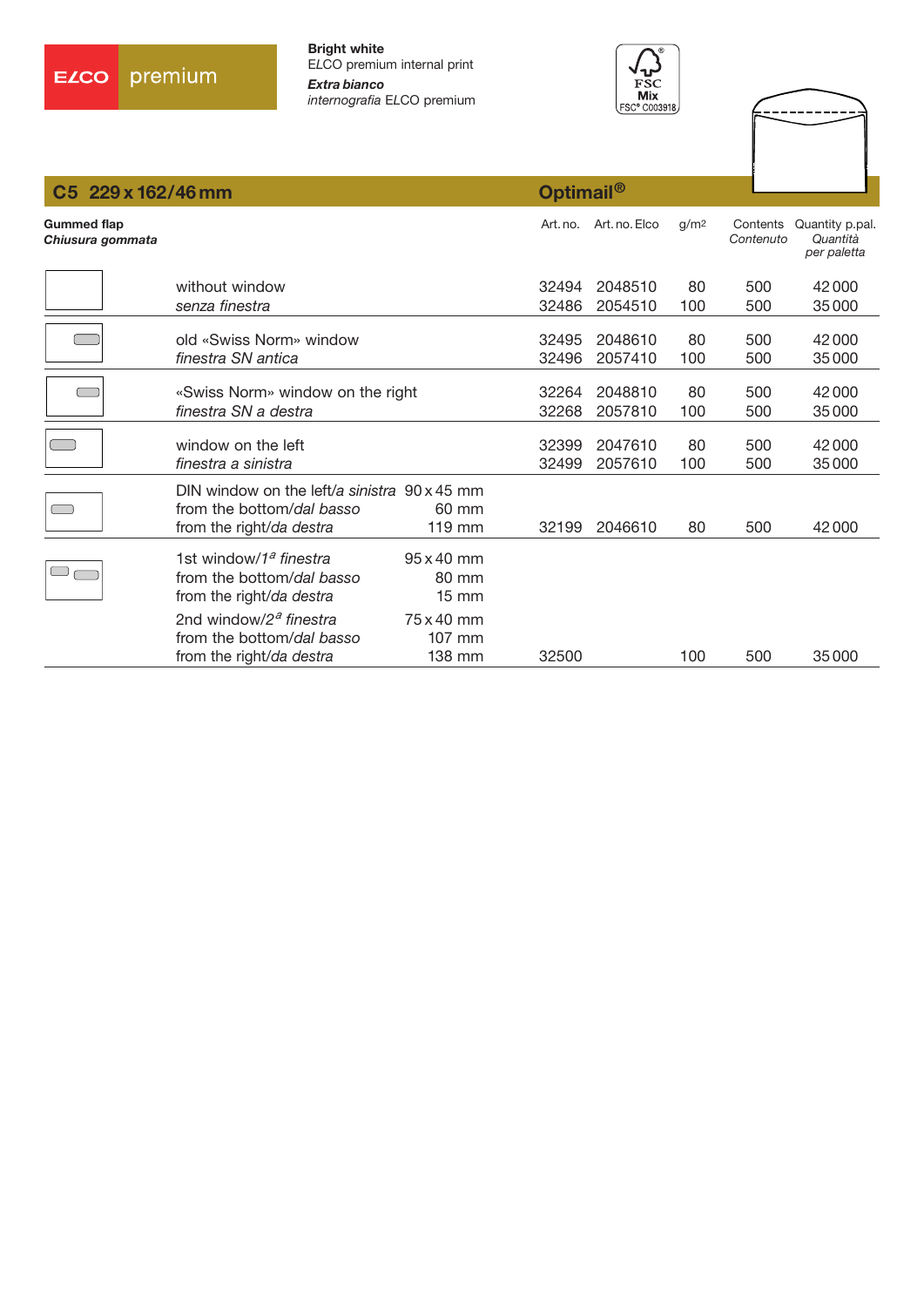ELCO premium

**Bright white**
ELCO premium internal print
***Extra bianco***
*internografia* ELCO premium

FSC Mix FSC® C003918

## C5 229 x 162/46 mm — Optimail®

**Gummed flap**
***Chiusura gommata***

| | Art. no. | Art. no. Elco | g/m² | Contents *Contenuto* | Quantity p.pal. *Quantità per paletta* |
|---|---|---|---|---|---|
| without window<br>*senza finestra* | 32494<br>32486 | 2048510<br>2054510 | 80<br>100 | 500<br>500 | 42 000<br>35 000 |
| old «Swiss Norm» window<br>*finestra SN antica* | 32495<br>32496 | 2048610<br>2057410 | 80<br>100 | 500<br>500 | 42 000<br>35 000 |
| «Swiss Norm» window on the right<br>*finestra SN a destra* | 32264<br>32268 | 2048810<br>2057810 | 80<br>100 | 500<br>500 | 42 000<br>35 000 |
| window on the left<br>*finestra a sinistra* | 32399<br>32499 | 2047610<br>2057610 | 80<br>100 | 500<br>500 | 42 000<br>35 000 |
| DIN window on the left/*a sinistra* 90 x 45 mm<br>from the bottom/*dal basso* 60 mm<br>from the right/*da destra* 119 mm | 32199 | 2046610 | 80 | 500 | 42 000 |
| 1st window/1*a finestra* 95 x 40 mm<br>from the bottom/*dal basso* 80 mm<br>from the right/*da destra* 15 mm<br>2nd window/2*a finestra* 75 x 40 mm<br>from the bottom/*dal basso* 107 mm<br>from the right/*da destra* 138 mm | 32500 | | 100 | 500 | 35 000 |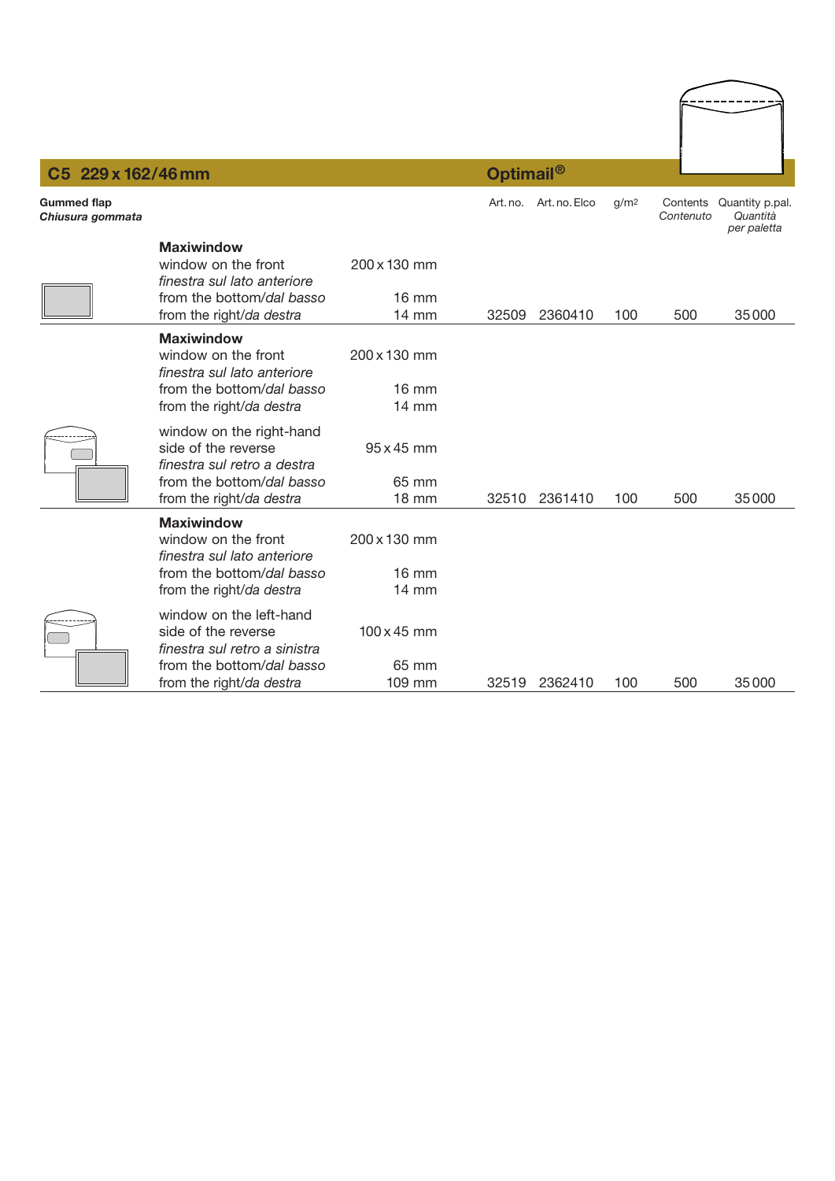## C5 229 x 162/46 mm — Optimail®

| **Gummed flap** *Chiusura gommata* | | | Art. no. | Art. no. Elco | g/m² | Contents *Contenuto* | Quantity p.pal. *Quantità per paletta* |
|---|---|---|---|---|---|---|---|
| | **Maxiwindow** | | | | | | |
| | window on the front *finestra sul lato anteriore* | 200 x 130 mm | | | | | |
| | from the bottom/*dal basso* | 16 mm | | | | | |
| | from the right/*da destra* | 14 mm | 32509 | 2360410 | 100 | 500 | 35 000 |
| | **Maxiwindow** | | | | | | |
| | window on the front *finestra sul lato anteriore* | 200 x 130 mm | | | | | |
| | from the bottom/*dal basso* | 16 mm | | | | | |
| | from the right/*da destra* | 14 mm | | | | | |
| | window on the right-hand side of the reverse *finestra sul retro a destra* | 95 x 45 mm | | | | | |
| | from the bottom/*dal basso* | 65 mm | | | | | |
| | from the right/*da destra* | 18 mm | 32510 | 2361410 | 100 | 500 | 35 000 |
| | **Maxiwindow** | | | | | | |
| | window on the front *finestra sul lato anteriore* | 200 x 130 mm | | | | | |
| | from the bottom/*dal basso* | 16 mm | | | | | |
| | from the right/*da destra* | 14 mm | | | | | |
| | window on the left-hand side of the reverse *finestra sul retro a sinistra* | 100 x 45 mm | | | | | |
| | from the bottom/*dal basso* | 65 mm | | | | | |
| | from the right/*da destra* | 109 mm | 32519 | 2362410 | 100 | 500 | 35 000 |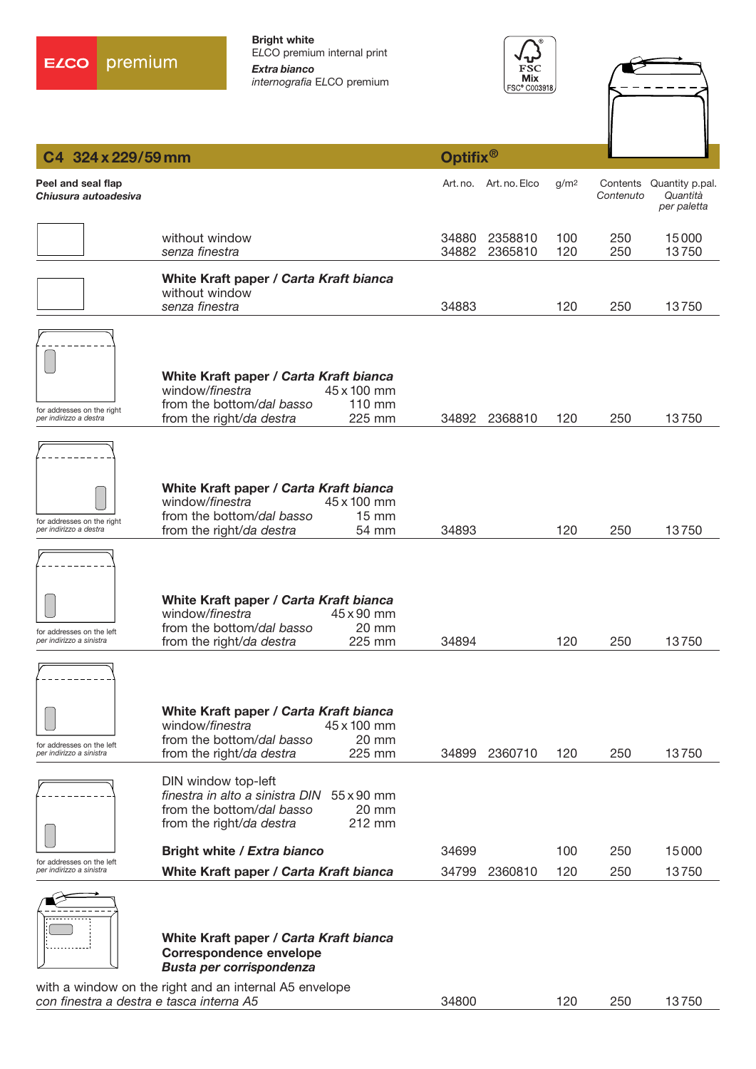ELCO premium

**Bright white**
ELCO premium internal print
***Extra bianco***
*internografia* ELCO premium

FSC Mix FSC® C003918

## C4 324 x 229/59 mm — Optifix®

| **Peel and seal flap** / ***Chiusura autoadesiva*** | | Art. no. | Art. no. Elco | g/m² | Contents / *Contenuto* | Quantity p.pal. / *Quantità per paletta* |
|---|---|---|---|---|---|---|
| | without window / *senza finestra* | 34880<br>34882 | 2358810<br>2365810 | 100<br>120 | 250<br>250 | 15000<br>13750 |
| | **White Kraft paper / *Carta Kraft bianca***<br>without window / *senza finestra* | 34883 | | 120 | 250 | 13750 |
| for addresses on the right / *per indirizzo a destra* | **White Kraft paper / *Carta Kraft bianca***<br>window/*finestra* 45 x 100 mm<br>from the bottom/*dal basso* 110 mm<br>from the right/*da destra* 225 mm | 34892 | 2368810 | 120 | 250 | 13750 |
| for addresses on the right / *per indirizzo a destra* | **White Kraft paper / *Carta Kraft bianca***<br>window/*finestra* 45 x 100 mm<br>from the bottom/*dal basso* 15 mm<br>from the right/*da destra* 54 mm | 34893 | | 120 | 250 | 13750 |
| for addresses on the left / *per indirizzo a sinistra* | **White Kraft paper / *Carta Kraft bianca***<br>window/*finestra* 45 x 90 mm<br>from the bottom/*dal basso* 20 mm<br>from the right/*da destra* 225 mm | 34894 | | 120 | 250 | 13750 |
| for addresses on the left / *per indirizzo a sinistra* | **White Kraft paper / *Carta Kraft bianca***<br>window/*finestra* 45 x 100 mm<br>from the bottom/*dal basso* 20 mm<br>from the right/*da destra* 225 mm | 34899 | 2360710 | 120 | 250 | 13750 |
| for addresses on the left / *per indirizzo a sinistra* | DIN window top-left<br>*finestra in alto a sinistra DIN* 55 x 90 mm<br>from the bottom/*dal basso* 20 mm<br>from the right/*da destra* 212 mm | | | | | |
| | **Bright white / *Extra bianco*** | 34699 | | 100 | 250 | 15000 |
| | **White Kraft paper / *Carta Kraft bianca*** | 34799 | 2360810 | 120 | 250 | 13750 |
| | **White Kraft paper / *Carta Kraft bianca***<br>**Correspondence envelope**<br>***Busta per corrispondenza***<br>with a window on the right and an internal A5 envelope<br>*con finestra a destra e tasca interna A5* | 34800 | | 120 | 250 | 13750 |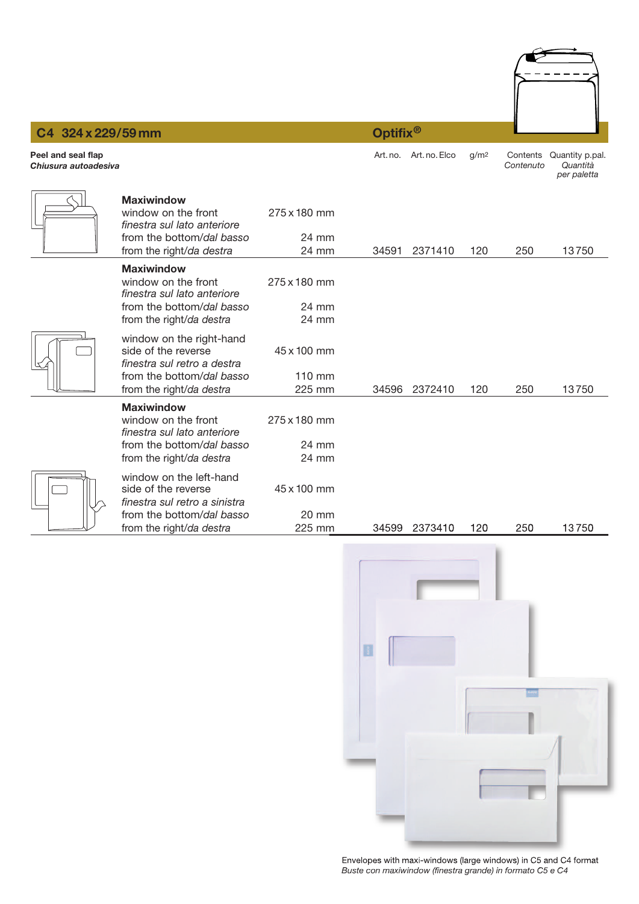## C4 324 x 229/59 mm

**Optifix®**

**Peel and seal flap**
***Chiusura autoadesiva***

| | Description | Size | Art. no. | Art. no. Elco | g/m² | Contents *Contenuto* | Quantity p.pal. *Quantità per paletta* |
|---|---|---|---|---|---|---|---|
| | **Maxiwindow**<br>window on the front<br>*finestra sul lato anteriore*<br>from the bottom/*dal basso*<br>from the right/*da destra* | 275 x 180 mm<br><br>24 mm<br>24 mm | 34591 | 2371410 | 120 | 250 | 13750 |
| | **Maxiwindow**<br>window on the front<br>*finestra sul lato anteriore*<br>from the bottom/*dal basso*<br>from the right/*da destra*<br>window on the right-hand side of the reverse<br>*finestra sul retro a destra*<br>from the bottom/*dal basso*<br>from the right/*da destra* | 275 x 180 mm<br><br>24 mm<br>24 mm<br>45 x 100 mm<br><br>110 mm<br>225 mm | 34596 | 2372410 | 120 | 250 | 13750 |
| | **Maxiwindow**<br>window on the front<br>*finestra sul lato anteriore*<br>from the bottom/*dal basso*<br>from the right/*da destra*<br>window on the left-hand side of the reverse<br>*finestra sul retro a sinistra*<br>from the bottom/*dal basso*<br>from the right/*da destra* | 275 x 180 mm<br><br>24 mm<br>24 mm<br>45 x 100 mm<br><br>20 mm<br>225 mm | 34599 | 2373410 | 120 | 250 | 13750 |

Envelopes with maxi-windows (large windows) in C5 and C4 format
*Buste con maxiwindow (finestra grande) in formato C5 e C4*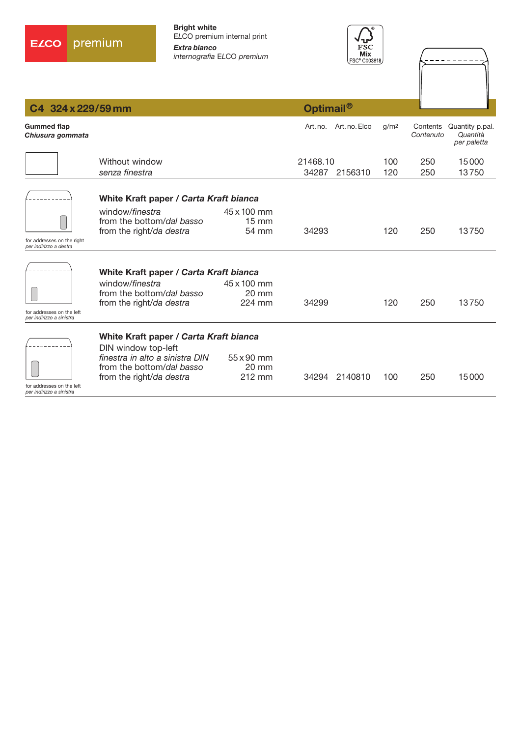ELCO premium

**Bright white**
ELCO premium internal print
***Extra bianco***
*internografia ELCO premium*

FSC Mix FSC® C003918

## C4 324 x 229/59 mm — Optimail®

**Gummed flap**
***Chiusura gommata***

| | Description | Art. no. | Art. no. Elco | g/m² | Contents *Contenuto* | Quantity p.pal. *Quantità per paletta* |
|---|---|---|---|---|---|---|
| | Without window *senza finestra* | 21468.10 | | 100 | 250 | 15000 |
| | | 34287 | 2156310 | 120 | 250 | 13750 |
| for addresses on the right *per indirizzo a destra* | **White Kraft paper / *Carta Kraft bianca*** window/*finestra* 45 x 100 mm; from the bottom/*dal basso* 15 mm; from the right/*da destra* 54 mm | 34293 | | 120 | 250 | 13750 |
| for addresses on the left *per indirizzo a sinistra* | **White Kraft paper / *Carta Kraft bianca*** window/*finestra* 45 x 100 mm; from the bottom/*dal basso* 20 mm; from the right/*da destra* 224 mm | 34299 | | 120 | 250 | 13750 |
| for addresses on the left *per indirizzo a sinistra* | **White Kraft paper / *Carta Kraft bianca*** DIN window top-left *finestra in alto a sinistra DIN* 55 x 90 mm; from the bottom/*dal basso* 20 mm; from the right/*da destra* 212 mm | 34294 | 2140810 | 100 | 250 | 15000 |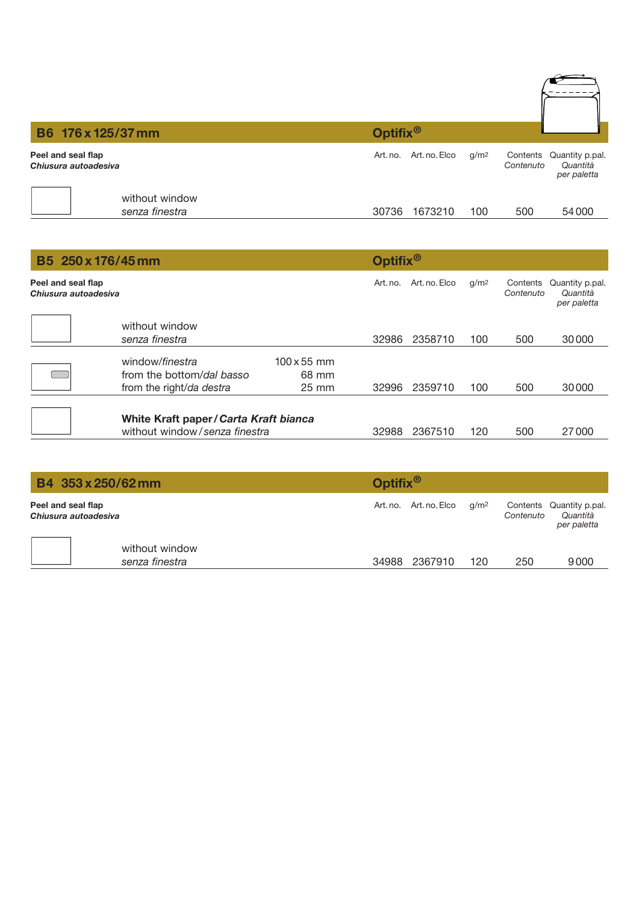## B6 176 x 125/37 mm — Optifix®

| Peel and seal flap / *Chiusura autoadesiva* | | Art. no. | Art. no. Elco | g/m² | Contents / *Contenuto* | Quantity p.pal. / *Quantità per paletta* |
|---|---|---|---|---|---|---|
| without window / *senza finestra* | | 30736 | 1673210 | 100 | 500 | 54 000 |

## B5 250 x 176/45 mm — Optifix®

| Peel and seal flap / *Chiusura autoadesiva* | | Art. no. | Art. no. Elco | g/m² | Contents / *Contenuto* | Quantity p.pal. / *Quantità per paletta* |
|---|---|---|---|---|---|---|
| without window / *senza finestra* | | 32986 | 2358710 | 100 | 500 | 30 000 |
| window/*finestra* / from the bottom/*dal basso* / from the right/*da destra* | 100 x 55 mm / 68 mm / 25 mm | 32996 | 2359710 | 100 | 500 | 30 000 |
| **White Kraft paper / *Carta Kraft bianca*** / without window / *senza finestra* | | 32988 | 2367510 | 120 | 500 | 27 000 |

## B4 353 x 250/62 mm — Optifix®

| Peel and seal flap / *Chiusura autoadesiva* | | Art. no. | Art. no. Elco | g/m² | Contents / *Contenuto* | Quantity p.pal. / *Quantità per paletta* |
|---|---|---|---|---|---|---|
| without window / *senza finestra* | | 34988 | 2367910 | 120 | 250 | 9 000 |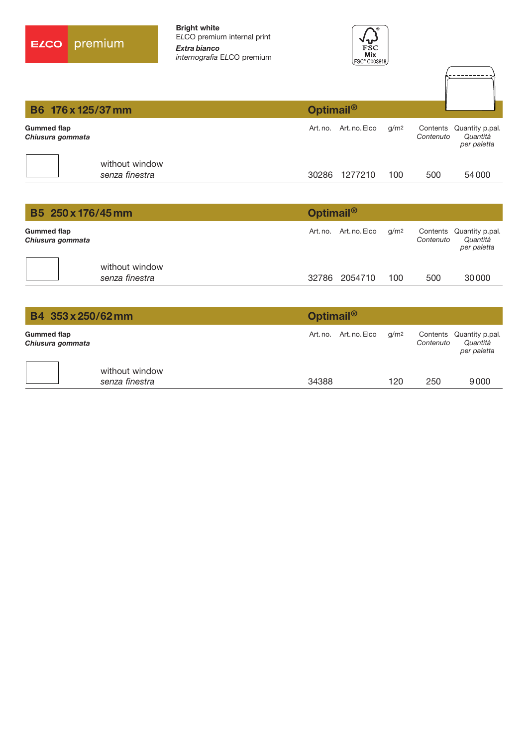ELCO premium

**Bright white**
ELCO premium internal print
***Extra bianco***
*internografia* ELCO premium

FSC Mix FSC® C003918

## B6 176 x 125/37 mm — Optimail®

| **Gummed flap** / ***Chiusura gommata*** | | Art. no. | Art. no. Elco | g/m² | Contents / *Contenuto* | Quantity p.pal. / *Quantità per paletta* |
|---|---|---|---|---|---|---|
| | without window / *senza finestra* | 30286 | 1277210 | 100 | 500 | 54 000 |

## B5 250 x 176/45 mm — Optimail®

| **Gummed flap** / ***Chiusura gommata*** | | Art. no. | Art. no. Elco | g/m² | Contents / *Contenuto* | Quantity p.pal. / *Quantità per paletta* |
|---|---|---|---|---|---|---|
| | without window / *senza finestra* | 32786 | 2054710 | 100 | 500 | 30 000 |

## B4 353 x 250/62 mm — Optimail®

| **Gummed flap** / ***Chiusura gommata*** | | Art. no. | Art. no. Elco | g/m² | Contents / *Contenuto* | Quantity p.pal. / *Quantità per paletta* |
|---|---|---|---|---|---|---|
| | without window / *senza finestra* | 34388 | | 120 | 250 | 9 000 |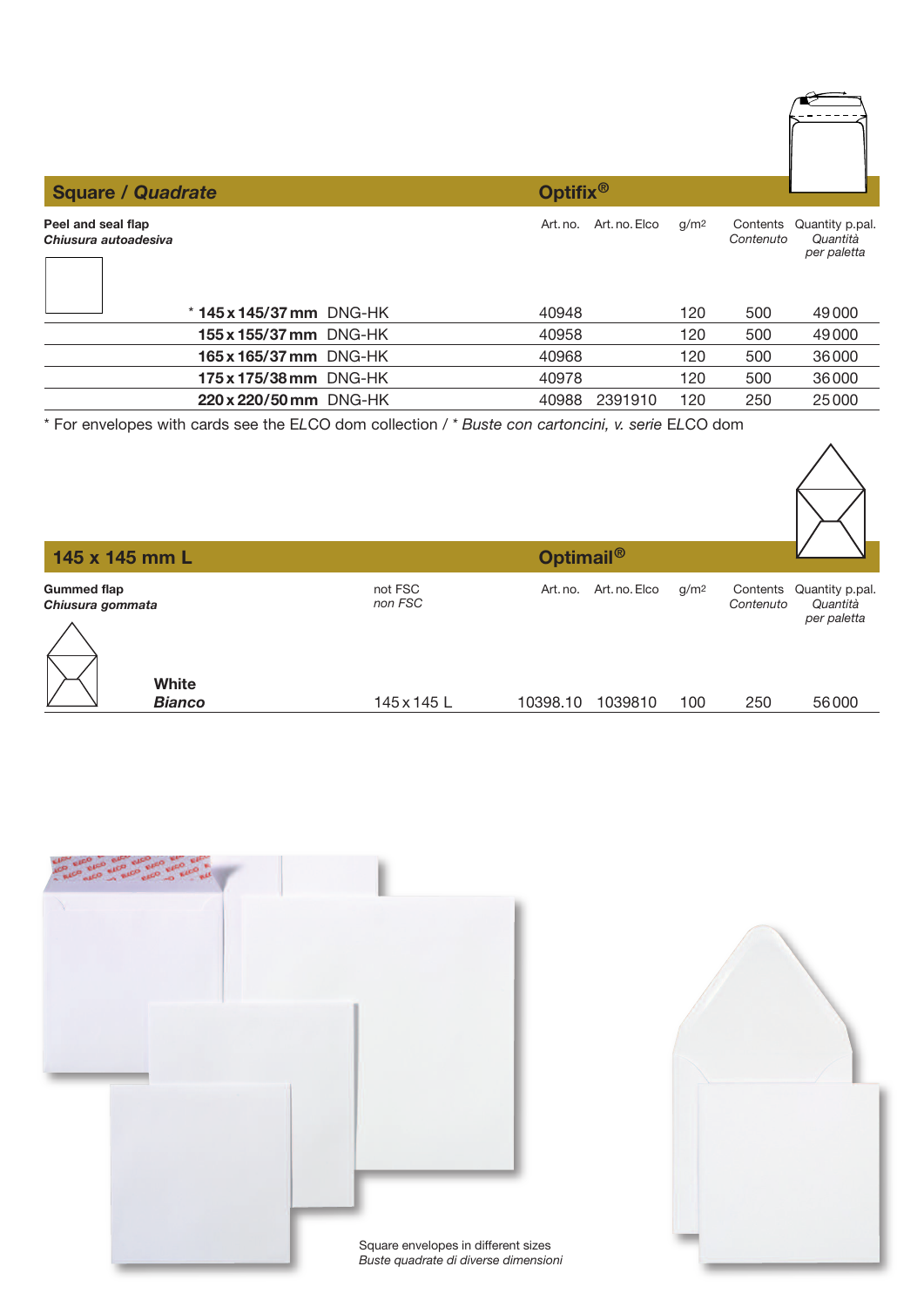## Square / *Quadrate*

**Optifix®**

**Peel and seal flap**
***Chiusura autoadesiva***

| | | Art. no. | Art. no. Elco | g/m² | Contents *Contenuto* | Quantity p.pal. *Quantità per paletta* |
|---|---|---|---|---|---|---|
| * **145 x 145/37 mm** | DNG-HK | 40948 | | 120 | 500 | 49 000 |
| **155 x 155/37 mm** | DNG-HK | 40958 | | 120 | 500 | 49 000 |
| **165 x 165/37 mm** | DNG-HK | 40968 | | 120 | 500 | 36 000 |
| **175 x 175/38 mm** | DNG-HK | 40978 | | 120 | 500 | 36 000 |
| **220 x 220/50 mm** | DNG-HK | 40988 | 2391910 | 120 | 250 | 25 000 |

* For envelopes with cards see the ELCO dom collection / * *Buste con cartoncini, v. serie* ELCO dom

## 145 x 145 mm L

**Optimail®**

**Gummed flap**
***Chiusura gommata***

| | not FSC *non FSC* | Art. no. | Art. no. Elco | g/m² | Contents *Contenuto* | Quantity p.pal. *Quantità per paletta* |
|---|---|---|---|---|---|---|
| **White** ***Bianco*** | 145 x 145 L | 10398.10 | 1039810 | 100 | 250 | 56 000 |

Square envelopes in different sizes
*Buste quadrate di diverse dimensioni*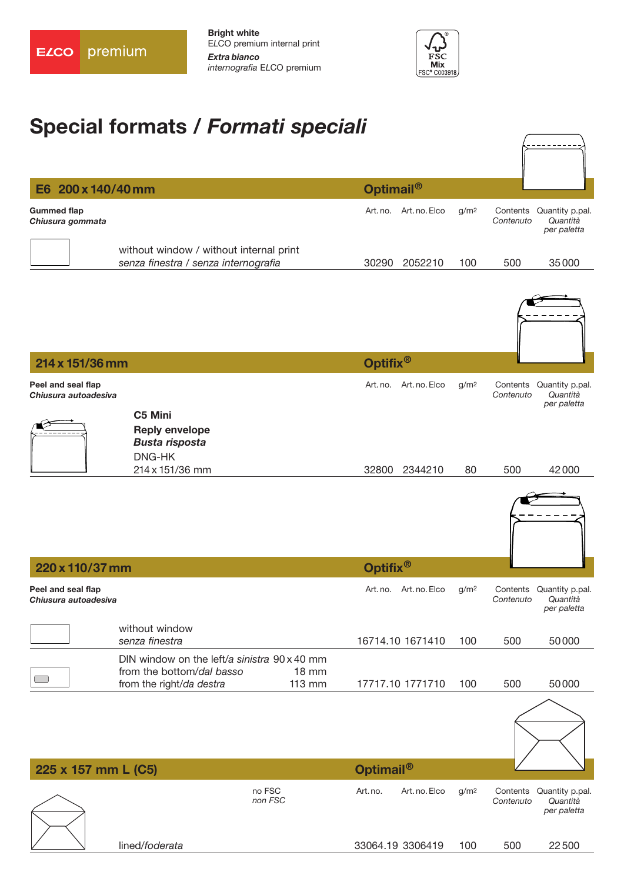**Bright white**
ELCO premium internal print
***Extra bianco***
*internografia* ELCO premium

# Special formats / *Formati speciali*

## E6 200 x 140/40 mm — Optimail®

| **Gummed flap** / ***Chiusura gommata*** | Art. no. | Art. no. Elco | g/m² | Contents / *Contenuto* | Quantity p.pal. / *Quantità per paletta* |
|---|---|---|---|---|---|
| without window / without internal print<br>*senza finestra / senza internografia* | 30290 | 2052210 | 100 | 500 | 35 000 |

## 214 x 151/36 mm — Optifix®

| **Peel and seal flap** / ***Chiusura autoadesiva*** | Art. no. | Art. no. Elco | g/m² | Contents / *Contenuto* | Quantity p.pal. / *Quantità per paletta* |
|---|---|---|---|---|---|
| **C5 Mini**<br>**Reply envelope**<br>***Busta risposta***<br>DNG-HK<br>214 x 151/36 mm | 32800 | 2344210 | 80 | 500 | 42 000 |

## 220 x 110/37 mm — Optifix®

| **Peel and seal flap** / ***Chiusura autoadesiva*** | Art. no. | Art. no. Elco | g/m² | Contents / *Contenuto* | Quantity p.pal. / *Quantità per paletta* |
|---|---|---|---|---|---|
| without window<br>*senza finestra* | 16714.10 | 1671410 | 100 | 500 | 50 000 |
| DIN window on the left/*a sinistra* 90 x 40 mm<br>from the bottom/*dal basso* 18 mm<br>from the right/*da destra* 113 mm | 17717.10 | 1771710 | 100 | 500 | 50 000 |

## 225 x 157 mm L (C5) — Optimail®

| no FSC / *non FSC* | Art. no. | Art. no. Elco | g/m² | Contents / *Contenuto* | Quantity p.pal. / *Quantità per paletta* |
|---|---|---|---|---|---|
| lined/*foderata* | 33064.19 | 3306419 | 100 | 500 | 22 500 |